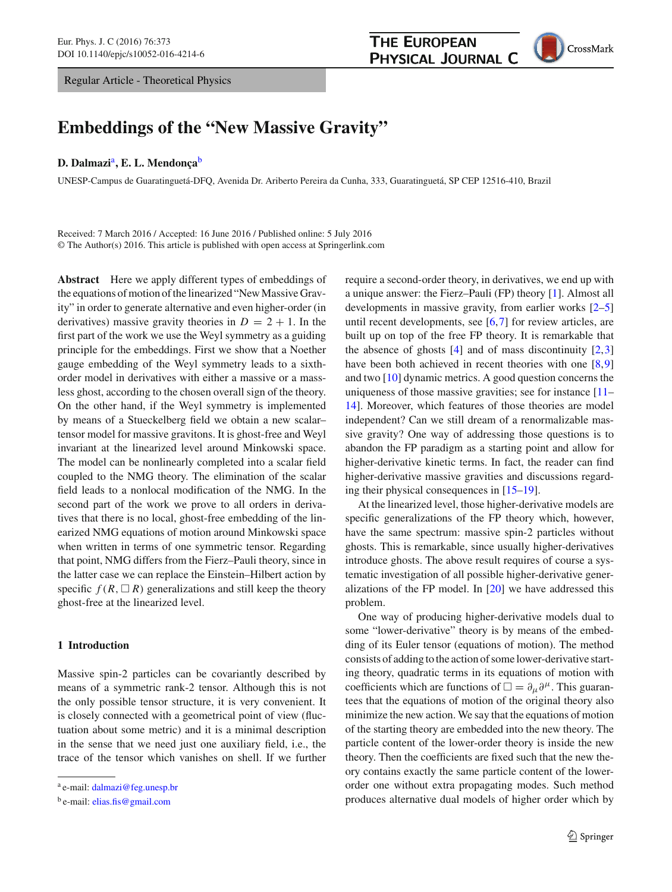Regular Article - Theoretical Physics

# Embeddings of the "New Massive Gravity"

**D. Dalmazi**[a], **E. L. Mendonça**[b]

UNESP-Campus de Guaratinguetá-DFQ, Avenida Dr. Ariberto Pereira da Cunha, 333, Guaratinguetá, SP CEP 12516-410, Brazil

Received: 7 March 2016 / Accepted: 16 June 2016 / Published online: 5 July 2016
© The Author(s) 2016. This article is published with open access at Springerlink.com

**Abstract** Here we apply different types of embeddings of the equations of motion of the linearized "New Massive Gravity" in order to generate alternative and even higher-order (in derivatives) massive gravity theories in $D = 2 + 1$. In the first part of the work we use the Weyl symmetry as a guiding principle for the embeddings. First we show that a Noether gauge embedding of the Weyl symmetry leads to a sixth-order model in derivatives with either a massive or a massless ghost, according to the chosen overall sign of the theory. On the other hand, if the Weyl symmetry is implemented by means of a Stueckelberg field we obtain a new scalar–tensor model for massive gravitons. It is ghost-free and Weyl invariant at the linearized level around Minkowski space. The model can be nonlinearly completed into a scalar field coupled to the NMG theory. The elimination of the scalar field leads to a nonlocal modification of the NMG. In the second part of the work we prove to all orders in derivatives that there is no local, ghost-free embedding of the linearized NMG equations of motion around Minkowski space when written in terms of one symmetric tensor. Regarding that point, NMG differs from the Fierz–Pauli theory, since in the latter case we can replace the Einstein–Hilbert action by specific $f(R, \Box R)$ generalizations and still keep the theory ghost-free at the linearized level.

## 1 Introduction

Massive spin-2 particles can be covariantly described by means of a symmetric rank-2 tensor. Although this is not the only possible tensor structure, it is very convenient. It is closely connected with a geometrical point of view (fluctuation about some metric) and it is a minimal description in the sense that we need just one auxiliary field, i.e., the trace of the tensor which vanishes on shell. If we further require a second-order theory, in derivatives, we end up with a unique answer: the Fierz–Pauli (FP) theory [1]. Almost all developments in massive gravity, from earlier works [2–5] until recent developments, see [6,7] for review articles, are built up on top of the free FP theory. It is remarkable that the absence of ghosts [4] and of mass discontinuity [2,3] have been both achieved in recent theories with one [8,9] and two [10] dynamic metrics. A good question concerns the uniqueness of those massive gravities; see for instance [11–14]. Moreover, which features of those theories are model independent? Can we still dream of a renormalizable massive gravity? One way of addressing those questions is to abandon the FP paradigm as a starting point and allow for higher-derivative kinetic terms. In fact, the reader can find higher-derivative massive gravities and discussions regarding their physical consequences in [15–19].

At the linearized level, those higher-derivative models are specific generalizations of the FP theory which, however, have the same spectrum: massive spin-2 particles without ghosts. This is remarkable, since usually higher-derivatives introduce ghosts. The above result requires of course a systematic investigation of all possible higher-derivative generalizations of the FP model. In [20] we have addressed this problem.

One way of producing higher-derivative models dual to some "lower-derivative" theory is by means of the embedding of its Euler tensor (equations of motion). The method consists of adding to the action of some lower-derivative starting theory, quadratic terms in its equations of motion with coefficients which are functions of $\Box = \partial_\mu \partial^\mu$. This guarantees that the equations of motion of the original theory also minimize the new action. We say that the equations of motion of the starting theory are embedded into the new theory. The particle content of the lower-order theory is inside the new theory. Then the coefficients are fixed such that the new theory contains exactly the same particle content of the lower-order one without extra propagating modes. Such method produces alternative dual models of higher order which by

[a] e-mail: dalmazi@feg.unesp.br

[b] e-mail: elias.fis@gmail.com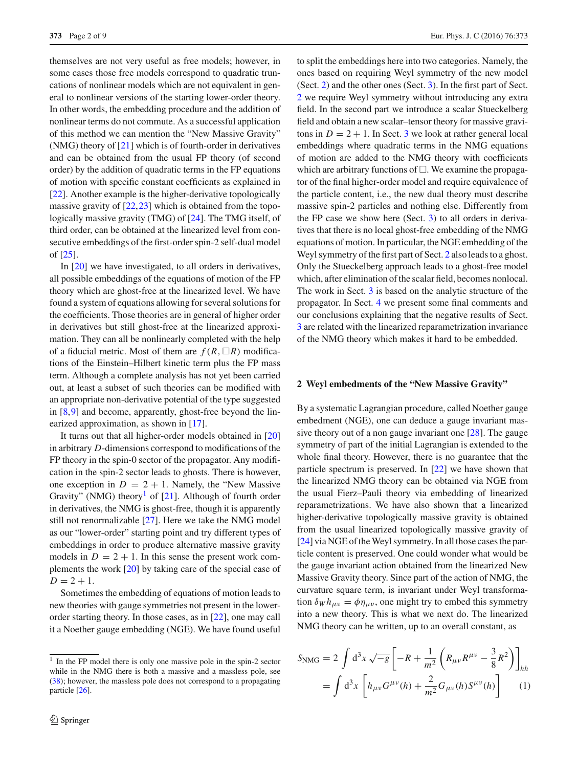themselves are not very useful as free models; however, in some cases those free models correspond to quadratic truncations of nonlinear models which are not equivalent in general to nonlinear versions of the starting lower-order theory. In other words, the embedding procedure and the addition of nonlinear terms do not commute. As a successful application of this method we can mention the "New Massive Gravity" (NMG) theory of [21] which is of fourth-order in derivatives and can be obtained from the usual FP theory (of second order) by the addition of quadratic terms in the FP equations of motion with specific constant coefficients as explained in [22]. Another example is the higher-derivative topologically massive gravity of [22,23] which is obtained from the topologically massive gravity (TMG) of [24]. The TMG itself, of third order, can be obtained at the linearized level from consecutive embeddings of the first-order spin-2 self-dual model of [25].

In [20] we have investigated, to all orders in derivatives, all possible embeddings of the equations of motion of the FP theory which are ghost-free at the linearized level. We have found a system of equations allowing for several solutions for the coefficients. Those theories are in general of higher order in derivatives but still ghost-free at the linearized approximation. They can all be nonlinearly completed with the help of a fiducial metric. Most of them are $f(R, \Box R)$ modifications of the Einstein–Hilbert kinetic term plus the FP mass term. Although a complete analysis has not yet been carried out, at least a subset of such theories can be modified with an appropriate non-derivative potential of the type suggested in [8,9] and become, apparently, ghost-free beyond the linearized approximation, as shown in [17].

It turns out that all higher-order models obtained in [20] in arbitrary $D$-dimensions correspond to modifications of the FP theory in the spin-0 sector of the propagator. Any modification in the spin-2 sector leads to ghosts. There is however, one exception in $D = 2 + 1$. Namely, the "New Massive Gravity" (NMG) theory[1] of [21]. Although of fourth order in derivatives, the NMG is ghost-free, though it is apparently still not renormalizable [27]. Here we take the NMG model as our "lower-order" starting point and try different types of embeddings in order to produce alternative massive gravity models in $D = 2 + 1$. In this sense the present work complements the work [20] by taking care of the special case of $D = 2 + 1$.

Sometimes the embedding of equations of motion leads to new theories with gauge symmetries not present in the lower-order starting theory. In those cases, as in [22], one may call it a Noether gauge embedding (NGE). We have found useful to split the embeddings here into two categories. Namely, the ones based on requiring Weyl symmetry of the new model (Sect. 2) and the other ones (Sect. 3). In the first part of Sect. 2 we require Weyl symmetry without introducing any extra field. In the second part we introduce a scalar Stueckelberg field and obtain a new scalar–tensor theory for massive gravitons in $D = 2 + 1$. In Sect. 3 we look at rather general local embeddings where quadratic terms in the NMG equations of motion are added to the NMG theory with coefficients which are arbitrary functions of $\Box$. We examine the propagator of the final higher-order model and require equivalence of the particle content, i.e., the new dual theory must describe massive spin-2 particles and nothing else. Differently from the FP case we show here (Sect. 3) to all orders in derivatives that there is no local ghost-free embedding of the NMG equations of motion. In particular, the NGE embedding of the Weyl symmetry of the first part of Sect. 2 also leads to a ghost. Only the Stueckelberg approach leads to a ghost-free model which, after elimination of the scalar field, becomes nonlocal. The work in Sect. 3 is based on the analytic structure of the propagator. In Sect. 4 we present some final comments and our conclusions explaining that the negative results of Sect. 3 are related with the linearized reparametrization invariance of the NMG theory which makes it hard to be embedded.

## 2 Weyl embedments of the "New Massive Gravity"

By a systematic Lagrangian procedure, called Noether gauge embedment (NGE), one can deduce a gauge invariant massive theory out of a non gauge invariant one [28]. The gauge symmetry of part of the initial Lagrangian is extended to the whole final theory. However, there is no guarantee that the particle spectrum is preserved. In [22] we have shown that the linearized NMG theory can be obtained via NGE from the usual Fierz–Pauli theory via embedding of linearized reparametrizations. We have also shown that a linearized higher-derivative topologically massive gravity is obtained from the usual linearized topologically massive gravity of [24] via NGE of the Weyl symmetry. In all those cases the particle content is preserved. One could wonder what would be the gauge invariant action obtained from the linearized New Massive Gravity theory. Since part of the action of NMG, the curvature square term, is invariant under Weyl transformation $\delta_W h_{\mu\nu} = \phi\eta_{\mu\nu}$, one might try to embed this symmetry into a new theory. This is what we next do. The linearized NMG theory can be written, up to an overall constant, as

$$
\begin{aligned}
S_{\rm NMG} &= 2\int d^3x\,\sqrt{-g}\left[-R + \frac{1}{m^2}\left(R_{\mu\nu}R^{\mu\nu} - \frac{3}{8}R^2\right)\right]_{hh} \\
&= \int d^3x\,\left[h_{\mu\nu}G^{\mu\nu}(h) + \frac{2}{m^2}G_{\mu\nu}(h)S^{\mu\nu}(h)\right] \qquad (1)
\end{aligned}
$$

---

[1] In the FP model there is only one massive pole in the spin-2 sector while in the NMG there is both a massive and a massless pole, see (38); however, the massless pole does not correspond to a propagating particle [26].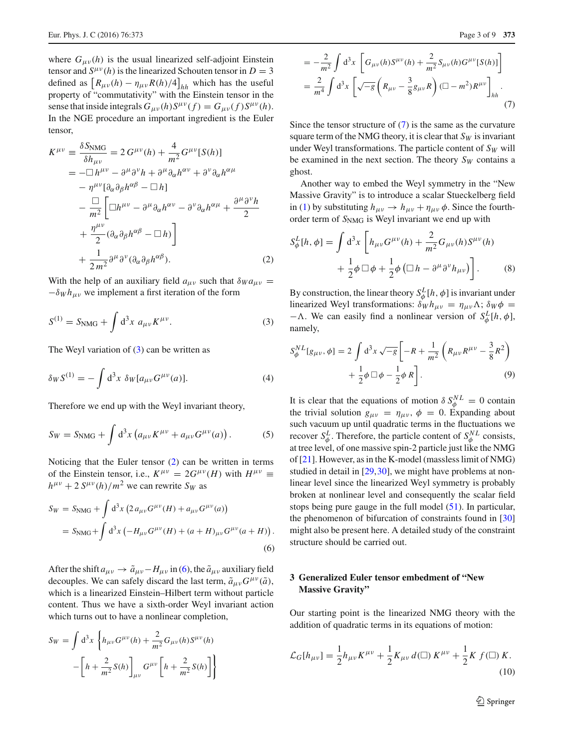where $G_{\mu\nu}(h)$ is the usual linearized self-adjoint Einstein tensor and $S^{\mu\nu}(h)$ is the linearized Schouten tensor in $D = 3$ defined as $\left[R_{\mu\nu}(h) - \eta_{\mu\nu}R(h)/4\right]_{hh}$ which has the useful property of "commutativity" with the Einstein tensor in the sense that inside integrals $G_{\mu\nu}(h)S^{\mu\nu}(f) = G_{\mu\nu}(f)S^{\mu\nu}(h)$. In the NGE procedure an important ingredient is the Euler tensor,

$$
\begin{aligned}
K^{\mu\nu} &\equiv \frac{\delta S_{\text{NMG}}}{\delta h_{\mu\nu}} = 2\,G^{\mu\nu}(h) + \frac{4}{m^2}G^{\mu\nu}[S(h)] \\
&= -\Box h^{\mu\nu} - \partial^\mu\partial^\nu h + \partial^\mu\partial_\alpha h^{\alpha\nu} + \partial^\nu\partial_\alpha h^{\alpha\mu} \\
&\quad - \eta^{\mu\nu}[\partial_\alpha\partial_\beta h^{\alpha\beta} - \Box h] \\
&\quad - \frac{\Box}{m^2}\left[\Box h^{\mu\nu} - \partial^\mu\partial_\alpha h^{\alpha\nu} - \partial^\nu\partial_\alpha h^{\alpha\mu} + \frac{\partial^\mu\partial^\nu h}{2}\right. \\
&\quad \left. + \frac{\eta^{\mu\nu}}{2}(\partial_\alpha\partial_\beta h^{\alpha\beta} - \Box h)\right] \\
&\quad + \frac{1}{2\,m^2}\partial^\mu\partial^\nu(\partial_\alpha\partial_\beta h^{\alpha\beta}).
\end{aligned}
\tag{2}
$$

With the help of an auxiliary field $a_{\mu\nu}$ such that $\delta_W a_{\mu\nu} = -\delta_W h_{\mu\nu}$ we implement a first iteration of the form

$$
S^{(1)} = S_{\text{NMG}} + \int d^3x\; a_{\mu\nu}K^{\mu\nu}. \tag{3}
$$

The Weyl variation of (3) can be written as

$$
\delta_W S^{(1)} = -\int d^3x\; \delta_W[a_{\mu\nu}G^{\mu\nu}(a)]. \tag{4}
$$

Therefore we end up with the Weyl invariant theory,

$$
S_W = S_{\text{NMG}} + \int d^3x \left(a_{\mu\nu}K^{\mu\nu} + a_{\mu\nu}G^{\mu\nu}(a)\right). \tag{5}
$$

Noticing that the Euler tensor (2) can be written in terms of the Einstein tensor, i.e., $K^{\mu\nu} = 2G^{\mu\nu}(H)$ with $H^{\mu\nu} \equiv h^{\mu\nu} + 2\,S^{\mu\nu}(h)/m^2$ we can rewrite $S_W$ as

$$
\begin{aligned}
S_W &= S_{\text{NMG}} + \int d^3x \left(2\,a_{\mu\nu}G^{\mu\nu}(H) + a_{\mu\nu}G^{\mu\nu}(a)\right) \\
&= S_{\text{NMG}} + \int d^3x \left(-H_{\mu\nu}G^{\mu\nu}(H) + (a+H)_{\mu\nu}G^{\mu\nu}(a+H)\right).
\end{aligned}
\tag{6}
$$

After the shift $a_{\mu\nu} \to \tilde{a}_{\mu\nu} - H_{\mu\nu}$ in (6), the $\tilde{a}_{\mu\nu}$ auxiliary field decouples. We can safely discard the last term, $\tilde{a}_{\mu\nu}G^{\mu\nu}(\tilde{a})$, which is a linearized Einstein–Hilbert term without particle content. Thus we have a sixth-order Weyl invariant action which turns out to have a nonlinear completion,

$$
\begin{aligned}
S_W &= \int d^3x \left\{h_{\mu\nu}G^{\mu\nu}(h) + \frac{2}{m^2}G_{\mu\nu}(h)S^{\mu\nu}(h)\right. \\
&\quad \left. - \left[h + \frac{2}{m^2}S(h)\right]_{\mu\nu} G^{\mu\nu}\left[h + \frac{2}{m^2}S(h)\right]\right\} \\
&= -\frac{2}{m^2}\int d^3x \left[G_{\mu\nu}(h)S^{\mu\nu}(h) + \frac{2}{m^2}S_{\mu\nu}(h)G^{\mu\nu}[S(h)]\right] \\
&= \frac{2}{m^4}\int d^3x \left[\sqrt{-g}\left(R_{\mu\nu} - \frac{3}{8}g_{\mu\nu}R\right)(\Box - m^2)R^{\mu\nu}\right]_{hh}.
\end{aligned}
\tag{7}
$$

Since the tensor structure of (7) is the same as the curvature square term of the NMG theory, it is clear that $S_W$ is invariant under Weyl transformations. The particle content of $S_W$ will be examined in the next section. The theory $S_W$ contains a ghost.

Another way to embed the Weyl symmetry in the "New Massive Gravity" is to introduce a scalar Stueckelberg field in (1) by substituting $h_{\mu\nu} \to h_{\mu\nu} + \eta_{\mu\nu}\,\phi$. Since the fourth-order term of $S_{\text{NMG}}$ is Weyl invariant we end up with

$$
\begin{aligned}
S_\phi^L[h,\phi] &= \int d^3x \left[h_{\mu\nu}G^{\mu\nu}(h) + \frac{2}{m^2}G_{\mu\nu}(h)S^{\mu\nu}(h)\right. \\
&\quad \left. + \frac{1}{2}\phi\,\Box\,\phi + \frac{1}{2}\phi\left(\Box h - \partial^\mu\partial^\nu h_{\mu\nu}\right)\right].
\end{aligned}
\tag{8}
$$

By construction, the linear theory $S_\phi^L[h,\phi]$ is invariant under linearized Weyl transformations: $\delta_W h_{\mu\nu} = \eta_{\mu\nu}\Lambda$; $\delta_W\phi = -\Lambda$. We can easily find a nonlinear version of $S_\phi^L[h,\phi]$, namely,

$$
\begin{aligned}
S_\phi^{NL}[g_{\mu\nu},\phi] &= 2\int d^3x\,\sqrt{-g}\left[-R + \frac{1}{m^2}\left(R_{\mu\nu}R^{\mu\nu} - \frac{3}{8}R^2\right)\right. \\
&\quad \left. + \frac{1}{2}\phi\,\Box\,\phi - \frac{1}{2}\phi\,R\right].
\end{aligned}
\tag{9}
$$

It is clear that the equations of motion $\delta\,S_\phi^{NL} = 0$ contain the trivial solution $g_{\mu\nu} = \eta_{\mu\nu}$, $\phi = 0$. Expanding about such vacuum up until quadratic terms in the fluctuations we recover $S_\phi^L$. Therefore, the particle content of $S_\phi^{NL}$ consists, at tree level, of one massive spin-2 particle just like the NMG of [21]. However, as in the K-model (massless limit of NMG) studied in detail in [29,30], we might have problems at non-linear level since the linearized Weyl symmetry is probably broken at nonlinear level and consequently the scalar field stops being pure gauge in the full model (51). In particular, the phenomenon of bifurcation of constraints found in [30] might also be present here. A detailed study of the constraint structure should be carried out.

## 3 Generalized Euler tensor embedment of "New Massive Gravity"

Our starting point is the linearized NMG theory with the addition of quadratic terms in its equations of motion:

$$
\mathcal{L}_G[h_{\mu\nu}] = \frac{1}{2}h_{\mu\nu}K^{\mu\nu} + \frac{1}{2}K_{\mu\nu}\,d(\Box)\,K^{\mu\nu} + \frac{1}{2}K\,f(\Box)\,K.
\tag{10}
$$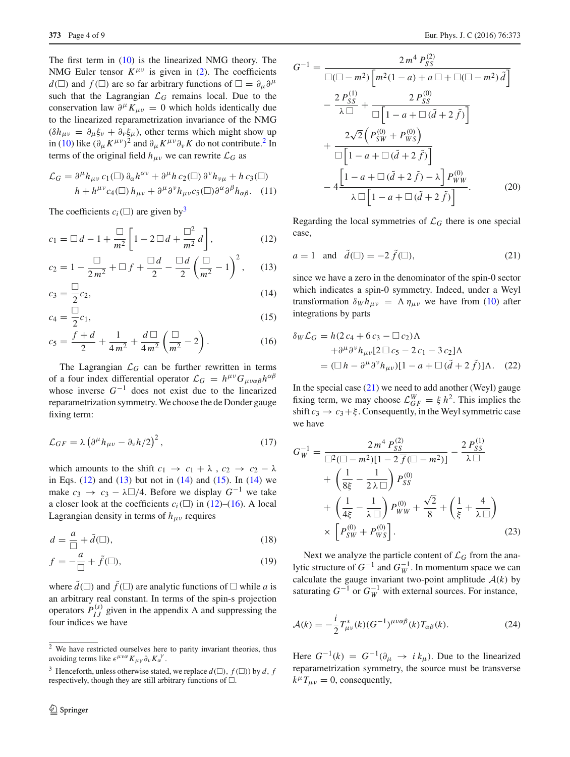The first term in (10) is the linearized NMG theory. The NMG Euler tensor $K^{\mu\nu}$ is given in (2). The coefficients $d(\Box)$ and $f(\Box)$ are so far arbitrary functions of $\Box = \partial_\mu \partial^\mu$ such that the Lagrangian $\mathcal{L}_G$ remains local. Due to the conservation law $\partial^\mu K_{\mu\nu} = 0$ which holds identically due to the linearized reparametrization invariance of the NMG ($\delta h_{\mu\nu} = \partial_\mu \xi_\nu + \partial_\nu \xi_\mu$), other terms which might show up in (10) like $(\partial_\mu K^{\mu\nu})^2$ and $\partial_\mu K^{\mu\nu} \partial_\nu K$ do not contribute.[2] In terms of the original field $h_{\mu\nu}$ we can rewrite $\mathcal{L}_G$ as

$$\mathcal{L}_G = \partial^\mu h_{\mu\nu}\, c_1(\Box)\, \partial_\alpha h^{\alpha\nu} + \partial^\mu h\, c_2(\Box)\, \partial^\nu h_{\nu\mu} + h\, c_3(\Box)\, h + h^{\mu\nu} c_4(\Box)\, h_{\mu\nu} + \partial^\mu \partial^\nu h_{\mu\nu} c_5(\Box) \partial^\alpha \partial^\beta h_{\alpha\beta}. \quad (11)$$

The coefficients $c_i(\Box)$ are given by[3]

$$c_1 = \Box d - 1 + \frac{\Box}{m^2}\left[1 - 2\Box d + \frac{\Box^2}{m^2} d\right], \quad (12)$$

$$c_2 = 1 - \frac{\Box}{2m^2} + \Box f + \frac{\Box d}{2} - \frac{\Box d}{2}\left(\frac{\Box}{m^2} - 1\right)^2, \quad (13)$$

$$c_3 = \frac{\Box}{2} c_2, \quad (14)$$

$$c_4 = \frac{\Box}{2} c_1, \quad (15)$$

$$c_5 = \frac{f + d}{2} + \frac{1}{4m^2} + \frac{d\,\Box}{4m^2}\left(\frac{\Box}{m^2} - 2\right). \quad (16)$$

The Lagrangian $\mathcal{L}_G$ can be further rewritten in terms of a four index differential operator $\mathcal{L}_G = h^{\mu\nu} G_{\mu\nu\alpha\beta} h^{\alpha\beta}$ whose inverse $G^{-1}$ does not exist due to the linearized reparametrization symmetry. We choose the de Donder gauge fixing term:

$$\mathcal{L}_{GF} = \lambda \left(\partial^\mu h_{\mu\nu} - \partial_\nu h/2\right)^2, \quad (17)$$

which amounts to the shift $c_1 \to c_1 + \lambda$ , $c_2 \to c_2 - \lambda$ in Eqs. (12) and (13) but not in (14) and (15). In (14) we make $c_3 \to c_3 - \lambda\Box/4$. Before we display $G^{-1}$ we take a closer look at the coefficients $c_i(\Box)$ in (12)–(16). A local Lagrangian density in terms of $h_{\mu\nu}$ requires

$$d = \frac{a}{\Box} + \tilde{d}(\Box), \quad (18)$$

$$f = -\frac{a}{\Box} + \tilde{f}(\Box), \quad (19)$$

where $\tilde{d}(\Box)$ and $\tilde{f}(\Box)$ are analytic functions of $\Box$ while $a$ is an arbitrary real constant. In terms of the spin-s projection operators $P_{IJ}^{(s)}$ given in the appendix A and suppressing the four indices we have

$$\begin{aligned}
G^{-1} = &\frac{2\,m^4\, P_{SS}^{(2)}}{\Box(\Box - m^2)\left[m^2(1-a) + a\,\Box + \Box(\Box - m^2)\,\tilde{d}\right]} \\
&- \frac{2\,P_{SS}^{(1)}}{\lambda\,\Box} + \frac{2\,P_{SS}^{(0)}}{\Box\left[1 - a + \Box(\tilde{d} + 2\tilde{f})\right]} \\
&+ \frac{2\sqrt{2}\left(P_{SW}^{(0)} + P_{WS}^{(0)}\right)}{\Box\left[1 - a + \Box(\tilde{d} + 2\tilde{f})\right]} \\
&- 4\frac{\left[1 - a + \Box(\tilde{d} + 2\tilde{f}) - \lambda\right] P_{WW}^{(0)}}{\lambda\,\Box\left[1 - a + \Box(\tilde{d} + 2\tilde{f})\right]}. \quad (20)
\end{aligned}$$

Regarding the local symmetries of $\mathcal{L}_G$ there is one special case,

$$a = 1 \quad \text{and} \quad \tilde{d}(\Box) = -2\,\tilde{f}(\Box), \quad (21)$$

since we have a zero in the denominator of the spin-0 sector which indicates a spin-0 symmetry. Indeed, under a Weyl transformation $\delta_W h_{\mu\nu} = \Lambda\,\eta_{\mu\nu}$ we have from (10) after integrations by parts

$$\begin{aligned}
\delta_W \mathcal{L}_G &= h(2\,c_4 + 6\,c_3 - \Box\,c_2)\Lambda \\
&\quad + \partial^\mu \partial^\nu h_{\mu\nu}[2\,\Box\,c_5 - 2\,c_1 - 3\,c_2]\Lambda \\
&= (\Box h - \partial^\mu \partial^\nu h_{\mu\nu})[1 - a + \Box(\tilde{d} + 2\tilde{f})]\Lambda. \quad (22)
\end{aligned}$$

In the special case (21) we need to add another (Weyl) gauge fixing term, we may choose $\mathcal{L}_{GF}^W = \xi\, h^2$. This implies the shift $c_3 \to c_3 + \xi$. Consequently, in the Weyl symmetric case we have

$$\begin{aligned}
G_W^{-1} = &\frac{2\,m^4\, P_{SS}^{(2)}}{\Box^2(\Box - m^2)[1 - 2\,\tilde{f}(\Box - m^2)]} - \frac{2\,P_{SS}^{(1)}}{\lambda\,\Box} \\
&+ \left(\frac{1}{8\xi} - \frac{1}{2\,\lambda\,\Box}\right) P_{SS}^{(0)} \\
&+ \left(\frac{1}{4\xi} - \frac{1}{\lambda\,\Box}\right) P_{WW}^{(0)} + \frac{\sqrt{2}}{8} + \left(\frac{1}{\xi} + \frac{4}{\lambda\,\Box}\right) \\
&\times \left[P_{SW}^{(0)} + P_{WS}^{(0)}\right]. \quad (23)
\end{aligned}$$

Next we analyze the particle content of $\mathcal{L}_G$ from the analytic structure of $G^{-1}$ and $G_W^{-1}$. In momentum space we can calculate the gauge invariant two-point amplitude $\mathcal{A}(k)$ by saturating $G^{-1}$ or $G_W^{-1}$ with external sources. For instance,

$$\mathcal{A}(k) = -\frac{i}{2} T_{\mu\nu}^*(k)(G^{-1})^{\mu\nu\alpha\beta}(k) T_{\alpha\beta}(k). \quad (24)$$

Here $G^{-1}(k) = G^{-1}(\partial_\mu \to i\,k_\mu)$. Due to the linearized reparametrization symmetry, the source must be transverse $k^\mu T_{\mu\nu} = 0$, consequently,

---

[2] We have restricted ourselves here to parity invariant theories, thus avoiding terms like $\epsilon^{\mu\nu\alpha} K_{\mu\gamma} \partial_\nu K_\alpha^\gamma$.

[3] Henceforth, unless otherwise stated, we replace $d(\Box)$, $f(\Box)$ by $d$, $f$ respectively, though they are still arbitrary functions of $\Box$.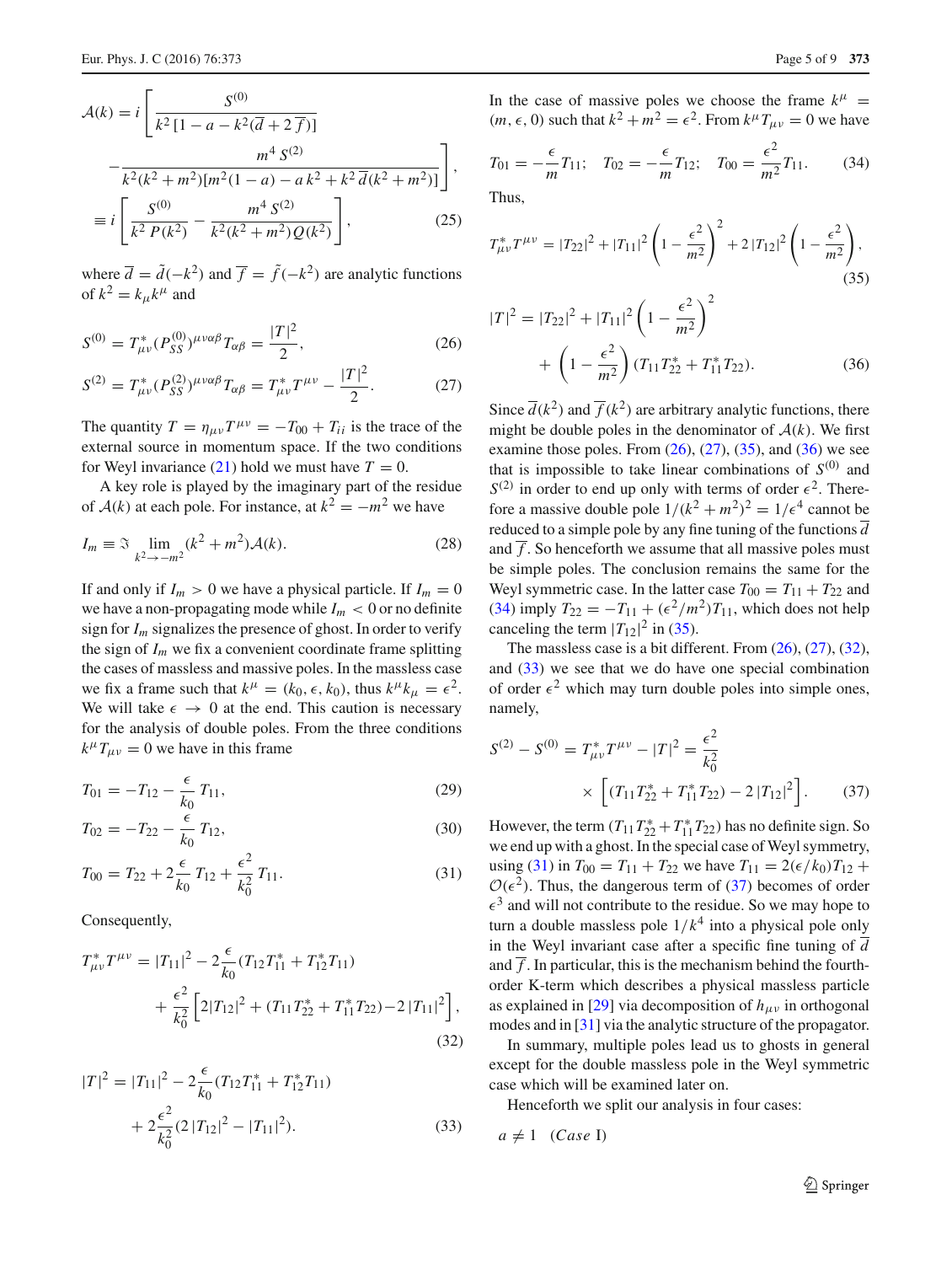$$\mathcal{A}(k) = i\left[\frac{S^{(0)}}{k^2\left[1-a-k^2(\overline{d}+2\,\overline{f})\right]} - \frac{m^4\,S^{(2)}}{k^2(k^2+m^2)[m^2(1-a)-a\,k^2+k^2\,\overline{d}(k^2+m^2)]}\right],$$

$$\equiv i\left[\frac{S^{(0)}}{k^2\,P(k^2)} - \frac{m^4\,S^{(2)}}{k^2(k^2+m^2)\,Q(k^2)}\right], \tag{25}$$

where $\overline{d} = \tilde{d}(-k^2)$ and $\overline{f} = \tilde{f}(-k^2)$ are analytic functions of $k^2 = k_\mu k^\mu$ and

$$S^{(0)} = T^*_{\mu\nu}(P^{(0)}_{SS})^{\mu\nu\alpha\beta}T_{\alpha\beta} = \frac{|T|^2}{2}, \tag{26}$$

$$S^{(2)} = T^*_{\mu\nu}(P^{(2)}_{SS})^{\mu\nu\alpha\beta}T_{\alpha\beta} = T^*_{\mu\nu}T^{\mu\nu} - \frac{|T|^2}{2}. \tag{27}$$

The quantity $T = \eta_{\mu\nu}T^{\mu\nu} = -T_{00} + T_{ii}$ is the trace of the external source in momentum space. If the two conditions for Weyl invariance (21) hold we must have $T = 0$.

A key role is played by the imaginary part of the residue of $\mathcal{A}(k)$ at each pole. For instance, at $k^2 = -m^2$ we have

$$I_m \equiv \Im \lim_{k^2 \to -m^2}(k^2+m^2)\mathcal{A}(k). \tag{28}$$

If and only if $I_m > 0$ we have a physical particle. If $I_m = 0$ we have a non-propagating mode while $I_m < 0$ or no definite sign for $I_m$ signalizes the presence of ghost. In order to verify the sign of $I_m$ we fix a convenient coordinate frame splitting the cases of massive and massless poles. In the massless case we fix a frame such that $k^\mu = (k_0, \epsilon, k_0)$, thus $k^\mu k_\mu = \epsilon^2$. We will take $\epsilon \to 0$ at the end. This caution is necessary for the analysis of double poles. From the three conditions $k^\mu T_{\mu\nu} = 0$ we have in this frame

$$T_{01} = -T_{12} - \frac{\epsilon}{k_0}\,T_{11}, \tag{29}$$

$$T_{02} = -T_{22} - \frac{\epsilon}{k_0}\,T_{12}, \tag{30}$$

$$T_{00} = T_{22} + 2\frac{\epsilon}{k_0}\,T_{12} + \frac{\epsilon^2}{k_0^2}\,T_{11}. \tag{31}$$

Consequently,

$$T^*_{\mu\nu}T^{\mu\nu} = |T_{11}|^2 - 2\frac{\epsilon}{k_0}(T_{12}T^*_{11} + T^*_{12}T_{11}) + \frac{\epsilon^2}{k_0^2}\left[2|T_{12}|^2 + (T_{11}T^*_{22} + T^*_{11}T_{22}) - 2\,|T_{11}|^2\right], \tag{32}$$

$$|T|^2 = |T_{11}|^2 - 2\frac{\epsilon}{k_0}(T_{12}T^*_{11} + T^*_{12}T_{11}) + 2\frac{\epsilon^2}{k_0^2}(2\,|T_{12}|^2 - |T_{11}|^2). \tag{33}$$

In the case of massive poles we choose the frame $k^\mu = (m, \epsilon, 0)$ such that $k^2 + m^2 = \epsilon^2$. From $k^\mu T_{\mu\nu} = 0$ we have

$$T_{01} = -\frac{\epsilon}{m}T_{11}; \quad T_{02} = -\frac{\epsilon}{m}T_{12}; \quad T_{00} = \frac{\epsilon^2}{m^2}T_{11}. \tag{34}$$

Thus,

$$T^*_{\mu\nu}T^{\mu\nu} = |T_{22}|^2 + |T_{11}|^2\left(1 - \frac{\epsilon^2}{m^2}\right)^2 + 2\,|T_{12}|^2\left(1 - \frac{\epsilon^2}{m^2}\right), \tag{35}$$

$$|T|^2 = |T_{22}|^2 + |T_{11}|^2\left(1 - \frac{\epsilon^2}{m^2}\right)^2 + \left(1 - \frac{\epsilon^2}{m^2}\right)(T_{11}T^*_{22} + T^*_{11}T_{22}). \tag{36}$$

Since $\overline{d}(k^2)$ and $\overline{f}(k^2)$ are arbitrary analytic functions, there might be double poles in the denominator of $\mathcal{A}(k)$. We first examine those poles. From (26), (27), (35), and (36) we see that is impossible to take linear combinations of $S^{(0)}$ and $S^{(2)}$ in order to end up only with terms of order $\epsilon^2$. Therefore a massive double pole $1/(k^2+m^2)^2 = 1/\epsilon^4$ cannot be reduced to a simple pole by any fine tuning of the functions $\overline{d}$ and $\overline{f}$. So henceforth we assume that all massive poles must be simple poles. The conclusion remains the same for the Weyl symmetric case. In the latter case $T_{00} = T_{11} + T_{22}$ and (34) imply $T_{22} = -T_{11} + (\epsilon^2/m^2)T_{11}$, which does not help canceling the term $|T_{12}|^2$ in (35).

The massless case is a bit different. From (26), (27), (32), and (33) we see that we do have one special combination of order $\epsilon^2$ which may turn double poles into simple ones, namely,

$$S^{(2)} - S^{(0)} = T^*_{\mu\nu}T^{\mu\nu} - |T|^2 = \frac{\epsilon^2}{k_0^2} \times \left[(T_{11}T^*_{22} + T^*_{11}T_{22}) - 2\,|T_{12}|^2\right]. \tag{37}$$

However, the term $(T_{11}T^*_{22} + T^*_{11}T_{22})$ has no definite sign. So we end up with a ghost. In the special case of Weyl symmetry, using (31) in $T_{00} = T_{11} + T_{22}$ we have $T_{11} = 2(\epsilon/k_0)T_{12} + \mathcal{O}(\epsilon^2)$. Thus, the dangerous term of (37) becomes of order $\epsilon^3$ and will not contribute to the residue. So we may hope to turn a double massless pole $1/k^4$ into a physical pole only in the Weyl invariant case after a specific fine tuning of $\overline{d}$ and $\overline{f}$. In particular, this is the mechanism behind the fourth-order K-term which describes a physical massless particle as explained in [29] via decomposition of $h_{\mu\nu}$ in orthogonal modes and in [31] via the analytic structure of the propagator.

In summary, multiple poles lead us to ghosts in general except for the double massless pole in the Weyl symmetric case which will be examined later on.

Henceforth we split our analysis in four cases:

$a \neq 1 \quad$ (*Case* I)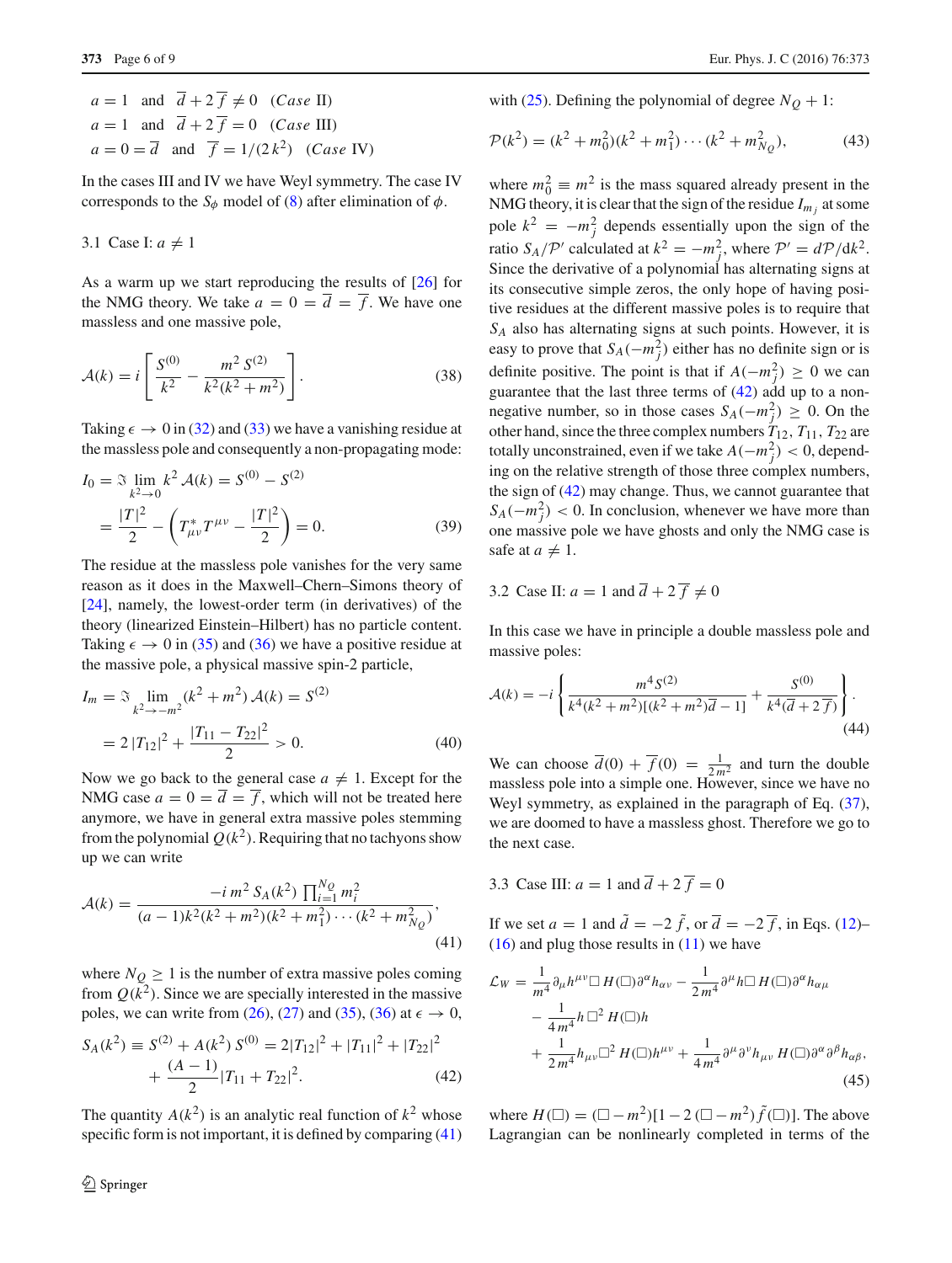$a = 1$ and $\overline{d} + 2\,\overline{f} \neq 0$ (*Case* II)

$a = 1$ and $\overline{d} + 2\,\overline{f} = 0$ (*Case* III)

$a = 0 = \overline{d}$ and $\overline{f} = 1/(2\,k^2)$ (*Case* IV)

In the cases III and IV we have Weyl symmetry. The case IV corresponds to the $S_\phi$ model of (8) after elimination of $\phi$.

### 3.1 Case I: $a \neq 1$

As a warm up we start reproducing the results of [26] for the NMG theory. We take $a = 0 = \overline{d} = \overline{f}$. We have one massless and one massive pole,

$$\mathcal{A}(k) = i\left[\frac{S^{(0)}}{k^2} - \frac{m^2\,S^{(2)}}{k^2(k^2+m^2)}\right]. \tag{38}$$

Taking $\epsilon \to 0$ in (32) and (33) we have a vanishing residue at the massless pole and consequently a non-propagating mode:

$$\begin{aligned} I_0 &= \Im \lim_{k^2 \to 0} k^2\,\mathcal{A}(k) = S^{(0)} - S^{(2)} \\ &= \frac{|T|^2}{2} - \left(T^*_{\mu\nu}T^{\mu\nu} - \frac{|T|^2}{2}\right) = 0. \end{aligned} \tag{39}$$

The residue at the massless pole vanishes for the very same reason as it does in the Maxwell–Chern–Simons theory of [24], namely, the lowest-order term (in derivatives) of the theory (linearized Einstein–Hilbert) has no particle content. Taking $\epsilon \to 0$ in (35) and (36) we have a positive residue at the massive pole, a physical massive spin-2 particle,

$$\begin{aligned} I_m &= \Im \lim_{k^2 \to -m^2} (k^2+m^2)\,\mathcal{A}(k) = S^{(2)} \\ &= 2\,|T_{12}|^2 + \frac{|T_{11} - T_{22}|^2}{2} > 0. \end{aligned} \tag{40}$$

Now we go back to the general case $a \neq 1$. Except for the NMG case $a = 0 = \overline{d} = \overline{f}$, which will not be treated here anymore, we have in general extra massive poles stemming from the polynomial $Q(k^2)$. Requiring that no tachyons show up we can write

$$\mathcal{A}(k) = \frac{-i\,m^2\,S_A(k^2)\prod_{i=1}^{N_Q} m_i^2}{(a-1)k^2(k^2+m^2)(k^2+m_1^2)\cdots(k^2+m_{N_Q}^2)}, \tag{41}$$

where $N_Q \geq 1$ is the number of extra massive poles coming from $Q(k^2)$. Since we are specially interested in the massive poles, we can write from (26), (27) and (35), (36) at $\epsilon \to 0$,

$$\begin{aligned} S_A(k^2) \equiv S^{(2)} + A(k^2)\,S^{(0)} &= 2|T_{12}|^2 + |T_{11}|^2 + |T_{22}|^2 \\ &+ \frac{(A-1)}{2}|T_{11} + T_{22}|^2. \end{aligned} \tag{42}$$

The quantity $A(k^2)$ is an analytic real function of $k^2$ whose specific form is not important, it is defined by comparing (41) with (25). Defining the polynomial of degree $N_Q + 1$:

$$\mathcal{P}(k^2) = (k^2+m_0^2)(k^2+m_1^2)\cdots(k^2+m_{N_Q}^2), \tag{43}$$

where $m_0^2 \equiv m^2$ is the mass squared already present in the NMG theory, it is clear that the sign of the residue $I_{m_j}$ at some pole $k^2 = -m_j^2$ depends essentially upon the sign of the ratio $S_A/\mathcal{P}'$ calculated at $k^2 = -m_j^2$, where $\mathcal{P}' = d\mathcal{P}/dk^2$. Since the derivative of a polynomial has alternating signs at its consecutive simple zeros, the only hope of having positive residues at the different massive poles is to require that $S_A$ also has alternating signs at such points. However, it is easy to prove that $S_A(-m_j^2)$ either has no definite sign or is definite positive. The point is that if $A(-m_j^2) \geq 0$ we can guarantee that the last three terms of (42) add up to a non-negative number, so in those cases $S_A(-m_j^2) \geq 0$. On the other hand, since the three complex numbers $T_{12}$, $T_{11}$, $T_{22}$ are totally unconstrained, even if we take $A(-m_j^2) < 0$, depending on the relative strength of those three complex numbers, the sign of (42) may change. Thus, we cannot guarantee that $S_A(-m_j^2) < 0$. In conclusion, whenever we have more than one massive pole we have ghosts and only the NMG case is safe at $a \neq 1$.

### 3.2 Case II: $a = 1$ and $\overline{d} + 2\,\overline{f} \neq 0$

In this case we have in principle a double massless pole and massive poles:

$$\mathcal{A}(k) = -i\left\{\frac{m^4\,S^{(2)}}{k^4(k^2+m^2)[(k^2+m^2)\overline{d} - 1]} + \frac{S^{(0)}}{k^4(\overline{d} + 2\,\overline{f})}\right\}. \tag{44}$$

We can choose $\overline{d}(0) + \overline{f}(0) = \frac{1}{2\,m^2}$ and turn the double massless pole into a simple one. However, since we have no Weyl symmetry, as explained in the paragraph of Eq. (37), we are doomed to have a massless ghost. Therefore we go to the next case.

### 3.3 Case III: $a = 1$ and $\overline{d} + 2\,\overline{f} = 0$

If we set $a = 1$ and $\tilde{d} = -2\,\tilde{f}$, or $\overline{d} = -2\,\overline{f}$, in Eqs. (12)–(16) and plug those results in (11) we have

$$\begin{aligned} \mathcal{L}_W &= \frac{1}{m^4}\partial_\mu h^{\mu\nu}\Box\,H(\Box)\partial^\alpha h_{\alpha\nu} - \frac{1}{2\,m^4}\partial^\mu h\Box\,H(\Box)\partial^\alpha h_{\alpha\mu} \\ &- \frac{1}{4\,m^4}h\,\Box^2\,H(\Box)h \\ &+ \frac{1}{2\,m^4}h_{\mu\nu}\Box^2\,H(\Box)h^{\mu\nu} + \frac{1}{4\,m^4}\partial^\mu\partial^\nu h_{\mu\nu}\,H(\Box)\partial^\alpha\partial^\beta h_{\alpha\beta}, \end{aligned} \tag{45}$$

where $H(\Box) = (\Box - m^2)[1 - 2\,(\Box - m^2)\tilde{f}(\Box)]$. The above Lagrangian can be nonlinearly completed in terms of the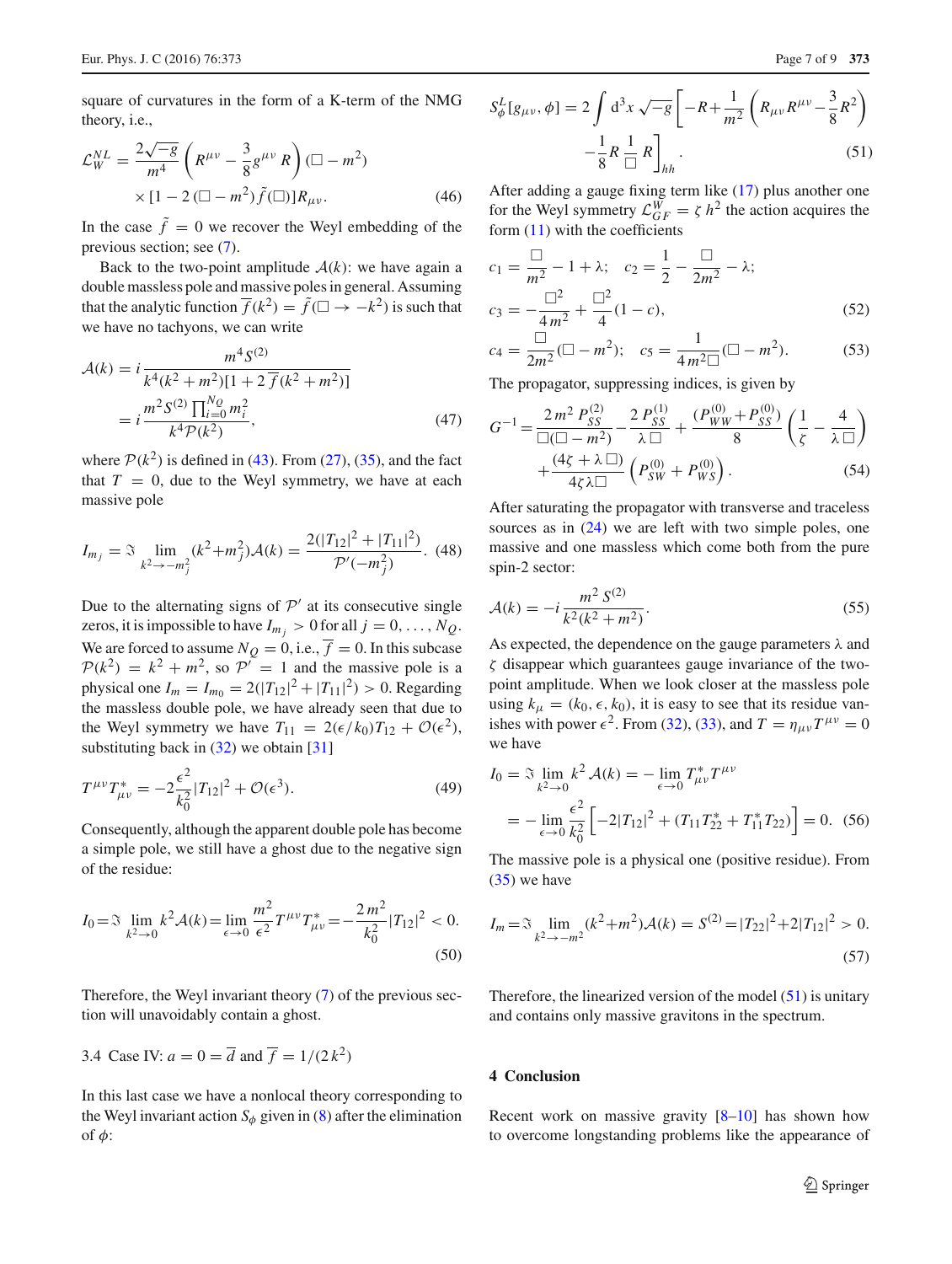square of curvatures in the form of a K-term of the NMG theory, i.e.,

$$\mathcal{L}_W^{NL} = \frac{2\sqrt{-g}}{m^4}\left(R^{\mu\nu} - \frac{3}{8}g^{\mu\nu}R\right)(\Box - m^2) \times [1 - 2(\Box - m^2)\tilde{f}(\Box)]R_{\mu\nu}. \quad (46)$$

In the case $\tilde{f} = 0$ we recover the Weyl embedding of the previous section; see (7).

Back to the two-point amplitude $\mathcal{A}(k)$: we have again a double massless pole and massive poles in general. Assuming that the analytic function $\overline{f}(k^2) = \tilde{f}(\Box \to -k^2)$ is such that we have no tachyons, we can write

$$\mathcal{A}(k) = i\frac{m^4 S^{(2)}}{k^4(k^2+m^2)[1+2\overline{f}(k^2+m^2)]} = i\frac{m^2 S^{(2)}\prod_{i=0}^{N_Q} m_i^2}{k^4\mathcal{P}(k^2)}, \quad (47)$$

where $\mathcal{P}(k^2)$ is defined in (43). From (27), (35), and the fact that $T = 0$, due to the Weyl symmetry, we have at each massive pole

$$I_{m_j} = \Im \lim_{k^2\to -m_j^2}(k^2+m_j^2)\mathcal{A}(k) = \frac{2(|T_{12}|^2 + |T_{11}|^2)}{\mathcal{P}'(-m_j^2)}. \quad (48)$$

Due to the alternating signs of $\mathcal{P}'$ at its consecutive single zeros, it is impossible to have $I_{m_j} > 0$ for all $j = 0, \ldots, N_Q$. We are forced to assume $N_Q = 0$, i.e., $\overline{f} = 0$. In this subcase $\mathcal{P}(k^2) = k^2 + m^2$, so $\mathcal{P}' = 1$ and the massive pole is a physical one $I_m = I_{m_0} = 2(|T_{12}|^2 + |T_{11}|^2) > 0$. Regarding the massless double pole, we have already seen that due to the Weyl symmetry we have $T_{11} = 2(\epsilon/k_0)T_{12} + \mathcal{O}(\epsilon^2)$, substituting back in (32) we obtain [31]

$$T^{\mu\nu}T^*_{\mu\nu} = -2\frac{\epsilon^2}{k_0^2}|T_{12}|^2 + \mathcal{O}(\epsilon^3). \quad (49)$$

Consequently, although the apparent double pole has become a simple pole, we still have a ghost due to the negative sign of the residue:

$$I_0 = \Im \lim_{k^2\to 0} k^2\mathcal{A}(k) = \lim_{\epsilon\to 0}\frac{m^2}{\epsilon^2}T^{\mu\nu}T^*_{\mu\nu} = -\frac{2m^2}{k_0^2}|T_{12}|^2 < 0. \quad (50)$$

Therefore, the Weyl invariant theory (7) of the previous section will unavoidably contain a ghost.

### 3.4 Case IV: $a = 0 = \overline{d}$ and $\overline{f} = 1/(2k^2)$

In this last case we have a nonlocal theory corresponding to the Weyl invariant action $S_\phi$ given in (8) after the elimination of $\phi$:

$$S_\phi^L[g_{\mu\nu}, \phi] = 2\int d^3x\sqrt{-g}\left[-R + \frac{1}{m^2}\left(R_{\mu\nu}R^{\mu\nu} - \frac{3}{8}R^2\right) - \frac{1}{8}R\frac{1}{\Box}R\right]_{hh}. \quad (51)$$

After adding a gauge fixing term like (17) plus another one for the Weyl symmetry $\mathcal{L}_{GF}^W = \zeta h^2$ the action acquires the form (11) with the coefficients

$$c_1 = \frac{\Box}{m^2} - 1 + \lambda; \quad c_2 = \frac{1}{2} - \frac{\Box}{2m^2} - \lambda;$$

$$c_3 = -\frac{\Box^2}{4m^2} + \frac{\Box^2}{4}(1-c), \quad (52)$$

$$c_4 = \frac{\Box}{2m^2}(\Box - m^2); \quad c_5 = \frac{1}{4m^2\Box}(\Box - m^2). \quad (53)$$

The propagator, suppressing indices, is given by

$$G^{-1} = \frac{2m^2 P_{SS}^{(2)}}{\Box(\Box - m^2)} - \frac{2P_{SS}^{(1)}}{\lambda\Box} + \frac{(P_{WW}^{(0)} + P_{SS}^{(0)})}{8}\left(\frac{1}{\zeta} - \frac{4}{\lambda\Box}\right) + \frac{(4\zeta + \lambda\Box)}{4\zeta\lambda\Box}\left(P_{SW}^{(0)} + P_{WS}^{(0)}\right). \quad (54)$$

After saturating the propagator with transverse and traceless sources as in (24) we are left with two simple poles, one massive and one massless which come both from the pure spin-2 sector:

$$\mathcal{A}(k) = -i\frac{m^2 S^{(2)}}{k^2(k^2+m^2)}. \quad (55)$$

As expected, the dependence on the gauge parameters $\lambda$ and $\zeta$ disappear which guarantees gauge invariance of the two-point amplitude. When we look closer at the massless pole using $k_\mu = (k_0, \epsilon, k_0)$, it is easy to see that its residue vanishes with power $\epsilon^2$. From (32), (33), and $T = \eta_{\mu\nu}T^{\mu\nu} = 0$ we have

$$I_0 = \Im \lim_{k^2\to 0} k^2\mathcal{A}(k) = -\lim_{\epsilon\to 0} T^*_{\mu\nu}T^{\mu\nu} = -\lim_{\epsilon\to 0}\frac{\epsilon^2}{k_0^2}\left[-2|T_{12}|^2 + (T_{11}T_{22}^* + T_{11}^*T_{22})\right] = 0. \quad (56)$$

The massive pole is a physical one (positive residue). From (35) we have

$$I_m = \Im \lim_{k^2\to -m^2}(k^2+m^2)\mathcal{A}(k) = S^{(2)} = |T_{22}|^2 + 2|T_{12}|^2 > 0. \quad (57)$$

Therefore, the linearized version of the model (51) is unitary and contains only massive gravitons in the spectrum.

## 4 Conclusion

Recent work on massive gravity [8–10] has shown how to overcome longstanding problems like the appearance of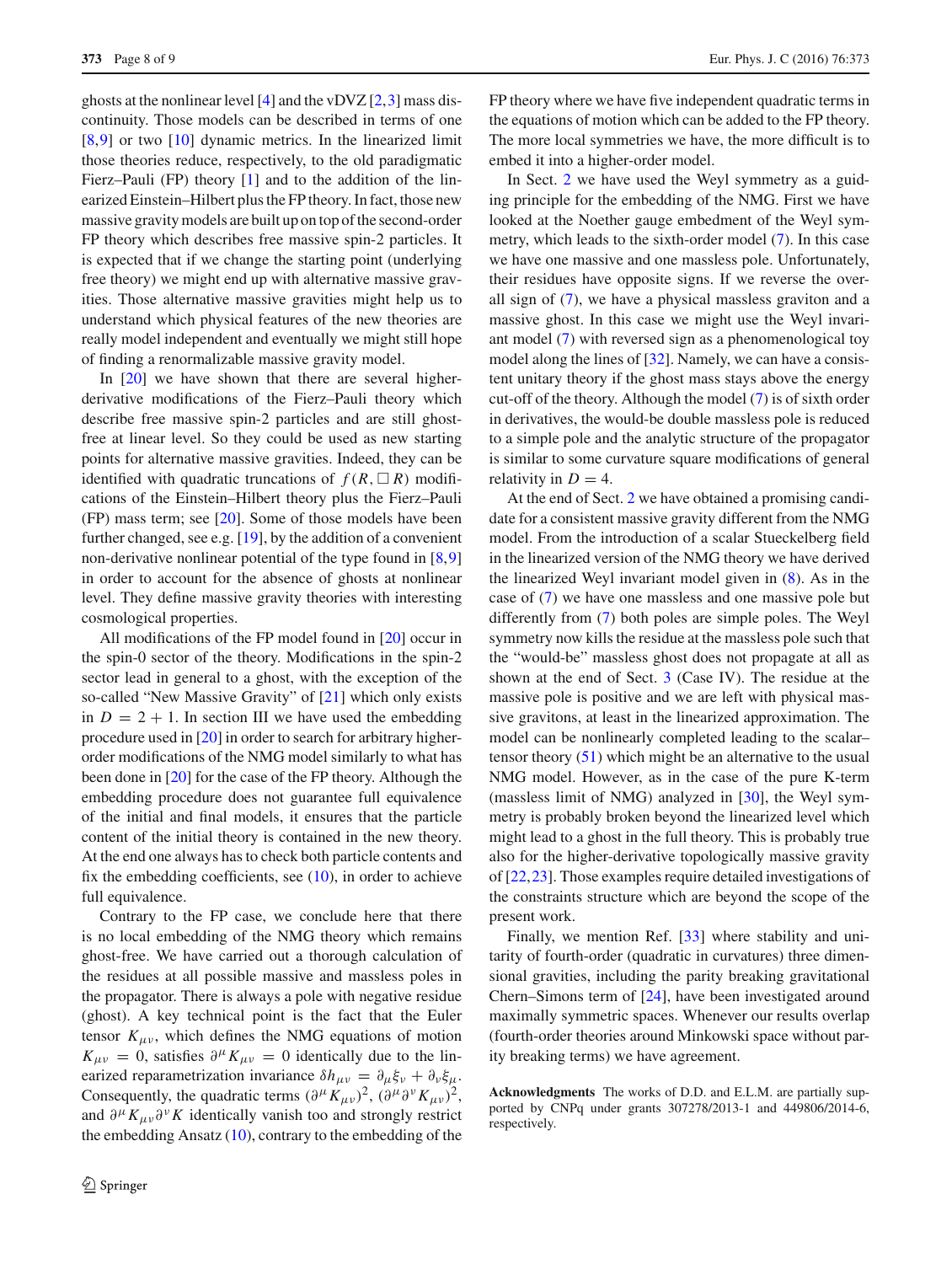ghosts at the nonlinear level [4] and the vDVZ [2,3] mass discontinuity. Those models can be described in terms of one [8,9] or two [10] dynamic metrics. In the linearized limit those theories reduce, respectively, to the old paradigmatic Fierz–Pauli (FP) theory [1] and to the addition of the linearized Einstein–Hilbert plus the FP theory. In fact, those new massive gravity models are built up on top of the second-order FP theory which describes free massive spin-2 particles. It is expected that if we change the starting point (underlying free theory) we might end up with alternative massive gravities. Those alternative massive gravities might help us to understand which physical features of the new theories are really model independent and eventually we might still hope of finding a renormalizable massive gravity model.

In [20] we have shown that there are several higher-derivative modifications of the Fierz–Pauli theory which describe free massive spin-2 particles and are still ghost-free at linear level. So they could be used as new starting points for alternative massive gravities. Indeed, they can be identified with quadratic truncations of $f(R, \Box R)$ modifications of the Einstein–Hilbert theory plus the Fierz–Pauli (FP) mass term; see [20]. Some of those models have been further changed, see e.g. [19], by the addition of a convenient non-derivative nonlinear potential of the type found in [8,9] in order to account for the absence of ghosts at nonlinear level. They define massive gravity theories with interesting cosmological properties.

All modifications of the FP model found in [20] occur in the spin-0 sector of the theory. Modifications in the spin-2 sector lead in general to a ghost, with the exception of the so-called "New Massive Gravity" of [21] which only exists in $D = 2 + 1$. In section III we have used the embedding procedure used in [20] in order to search for arbitrary higher-order modifications of the NMG model similarly to what has been done in [20] for the case of the FP theory. Although the embedding procedure does not guarantee full equivalence of the initial and final models, it ensures that the particle content of the initial theory is contained in the new theory. At the end one always has to check both particle contents and fix the embedding coefficients, see (10), in order to achieve full equivalence.

Contrary to the FP case, we conclude here that there is no local embedding of the NMG theory which remains ghost-free. We have carried out a thorough calculation of the residues at all possible massive and massless poles in the propagator. There is always a pole with negative residue (ghost). A key technical point is the fact that the Euler tensor $K_{\mu\nu}$, which defines the NMG equations of motion $K_{\mu\nu} = 0$, satisfies $\partial^\mu K_{\mu\nu} = 0$ identically due to the linearized reparametrization invariance $\delta h_{\mu\nu} = \partial_\mu \xi_\nu + \partial_\nu \xi_\mu$. Consequently, the quadratic terms $(\partial^\mu K_{\mu\nu})^2$, $(\partial^\mu \partial^\nu K_{\mu\nu})^2$, and $\partial^\mu K_{\mu\nu} \partial^\nu K$ identically vanish too and strongly restrict the embedding Ansatz (10), contrary to the embedding of the FP theory where we have five independent quadratic terms in the equations of motion which can be added to the FP theory. The more local symmetries we have, the more difficult is to embed it into a higher-order model.

In Sect. 2 we have used the Weyl symmetry as a guiding principle for the embedding of the NMG. First we have looked at the Noether gauge embedment of the Weyl symmetry, which leads to the sixth-order model (7). In this case we have one massive and one massless pole. Unfortunately, their residues have opposite signs. If we reverse the overall sign of (7), we have a physical massless graviton and a massive ghost. In this case we might use the Weyl invariant model (7) with reversed sign as a phenomenological toy model along the lines of [32]. Namely, we can have a consistent unitary theory if the ghost mass stays above the energy cut-off of the theory. Although the model (7) is of sixth order in derivatives, the would-be double massless pole is reduced to a simple pole and the analytic structure of the propagator is similar to some curvature square modifications of general relativity in $D = 4$.

At the end of Sect. 2 we have obtained a promising candidate for a consistent massive gravity different from the NMG model. From the introduction of a scalar Stueckelberg field in the linearized version of the NMG theory we have derived the linearized Weyl invariant model given in (8). As in the case of (7) we have one massless and one massive pole but differently from (7) both poles are simple poles. The Weyl symmetry now kills the residue at the massless pole such that the "would-be" massless ghost does not propagate at all as shown at the end of Sect. 3 (Case IV). The residue at the massive pole is positive and we are left with physical massive gravitons, at least in the linearized approximation. The model can be nonlinearly completed leading to the scalar–tensor theory (51) which might be an alternative to the usual NMG model. However, as in the case of the pure K-term (massless limit of NMG) analyzed in [30], the Weyl symmetry is probably broken beyond the linearized level which might lead to a ghost in the full theory. This is probably true also for the higher-derivative topologically massive gravity of [22,23]. Those examples require detailed investigations of the constraints structure which are beyond the scope of the present work.

Finally, we mention Ref. [33] where stability and unitarity of fourth-order (quadratic in curvatures) three dimensional gravities, including the parity breaking gravitational Chern–Simons term of [24], have been investigated around maximally symmetric spaces. Whenever our results overlap (fourth-order theories around Minkowski space without parity breaking terms) we have agreement.

**Acknowledgments** The works of D.D. and E.L.M. are partially supported by CNPq under grants 307278/2013-1 and 449806/2014-6, respectively.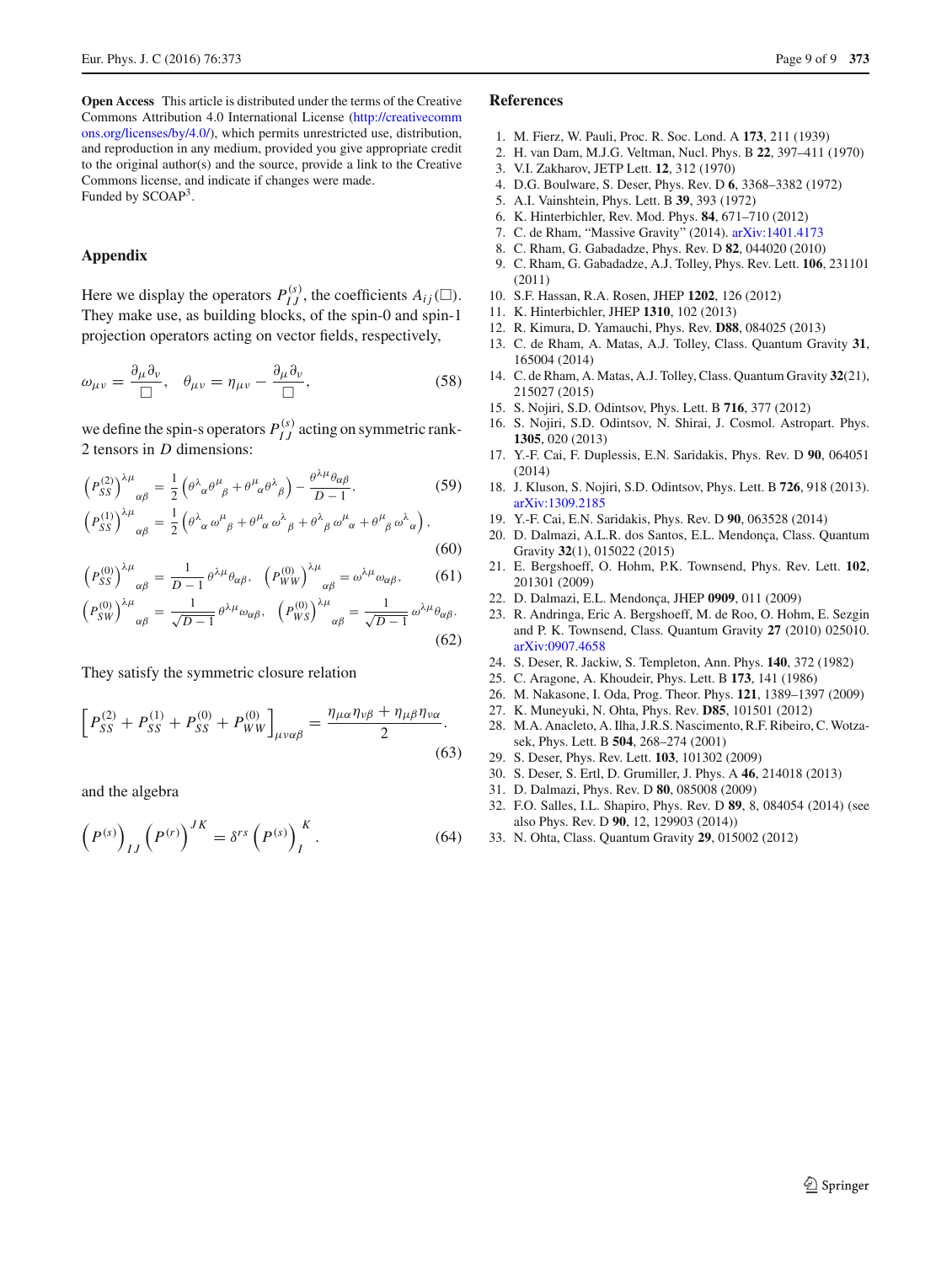**Open Access** This article is distributed under the terms of the Creative Commons Attribution 4.0 International License (http://creativecommons.org/licenses/by/4.0/), which permits unrestricted use, distribution, and reproduction in any medium, provided you give appropriate credit to the original author(s) and the source, provide a link to the Creative Commons license, and indicate if changes were made.
Funded by SCOAP[3].

## Appendix

Here we display the operators $P_{IJ}^{(s)}$, the coefficients $A_{ij}(\Box)$. They make use, as building blocks, of the spin-0 and spin-1 projection operators acting on vector fields, respectively,

$$\omega_{\mu\nu} = \frac{\partial_\mu \partial_\nu}{\Box}, \quad \theta_{\mu\nu} = \eta_{\mu\nu} - \frac{\partial_\mu \partial_\nu}{\Box}, \tag{58}$$

we define the spin-s operators $P_{IJ}^{(s)}$ acting on symmetric rank-2 tensors in $D$ dimensions:

$$\left(P_{SS}^{(2)}\right)^{\lambda\mu}{}_{\alpha\beta} = \frac{1}{2}\left(\theta^\lambda{}_\alpha \theta^\mu{}_\beta + \theta^\mu{}_\alpha \theta^\lambda{}_\beta\right) - \frac{\theta^{\lambda\mu}\theta_{\alpha\beta}}{D-1}, \tag{59}$$

$$\left(P_{SS}^{(1)}\right)^{\lambda\mu}{}_{\alpha\beta} = \frac{1}{2}\left(\theta^\lambda{}_\alpha \omega^\mu{}_\beta + \theta^\mu{}_\alpha \omega^\lambda{}_\beta + \theta^\lambda{}_\beta \omega^\mu{}_\alpha + \theta^\mu{}_\beta \omega^\lambda{}_\alpha\right), \tag{60}$$

$$\left(P_{SS}^{(0)}\right)^{\lambda\mu}{}_{\alpha\beta} = \frac{1}{D-1}\theta^{\lambda\mu}\theta_{\alpha\beta}, \quad \left(P_{WW}^{(0)}\right)^{\lambda\mu}{}_{\alpha\beta} = \omega^{\lambda\mu}\omega_{\alpha\beta}, \tag{61}$$

$$\left(P_{SW}^{(0)}\right)^{\lambda\mu}{}_{\alpha\beta} = \frac{1}{\sqrt{D-1}}\theta^{\lambda\mu}\omega_{\alpha\beta}, \quad \left(P_{WS}^{(0)}\right)^{\lambda\mu}{}_{\alpha\beta} = \frac{1}{\sqrt{D-1}}\omega^{\lambda\mu}\theta_{\alpha\beta}. \tag{62}$$

They satisfy the symmetric closure relation

$$\left[P_{SS}^{(2)} + P_{SS}^{(1)} + P_{SS}^{(0)} + P_{WW}^{(0)}\right]_{\mu\nu\alpha\beta} = \frac{\eta_{\mu\alpha}\eta_{\nu\beta} + \eta_{\mu\beta}\eta_{\nu\alpha}}{2}. \tag{63}$$

and the algebra

$$\left(P^{(s)}\right)_{IJ}\left(P^{(r)}\right)^{JK} = \delta^{rs}\left(P^{(s)}\right)_I^{\ K}. \tag{64}$$

## References

1. M. Fierz, W. Pauli, Proc. Soc. Lond. A **173**, 211 (1939)
2. H. van Dam, M.J.G. Veltman, Nucl. Phys. B **22**, 397–411 (1970)
3. V.I. Zakharov, JETP Lett. **12**, 312 (1970)
4. D.G. Boulware, S. Deser, Phys. Rev. D **6**, 3368–3382 (1972)
5. A.I. Vainshtein, Phys. Lett. B **39**, 393 (1972)
6. K. Hinterbichler, Rev. Mod. Phys. **84**, 671–710 (2012)
7. C. de Rham, "Massive Gravity" (2014). arXiv:1401.4173
8. C. Rham, G. Gabadadze, Phys. Rev. D **82**, 044020 (2010)
9. C. Rham, G. Gabadadze, A.J. Tolley, Phys. Rev. Lett. **106**, 231101 (2011)
10. S.F. Hassan, R.A. Rosen, JHEP **1202**, 126 (2012)
11. K. Hinterbichler, JHEP **1310**, 102 (2013)
12. R. Kimura, D. Yamauchi, Phys. Rev. **D88**, 084025 (2013)
13. C. de Rham, A. Matas, A.J. Tolley, Class. Quantum Gravity **31**, 165004 (2014)
14. C. de Rham, A. Matas, A.J. Tolley, Class. Quantum Gravity **32**(21), 215027 (2015)
15. S. Nojiri, S.D. Odintsov, Phys. Lett. B **716**, 377 (2012)
16. S. Nojiri, S.D. Odintsov, N. Shirai, J. Cosmol. Astropart. Phys. **1305**, 020 (2013)
17. Y.-F. Cai, F. Duplessis, E.N. Saridakis, Phys. Rev. D **90**, 064051 (2014)
18. J. Kluson, S. Nojiri, S.D. Odintsov, Phys. Lett. B **726**, 918 (2013). arXiv:1309.2185
19. Y.-F. Cai, E.N. Saridakis, Phys. Rev. D **90**, 063528 (2014)
20. D. Dalmazi, A.L.R. dos Santos, E.L. Mendonça, Class. Quantum Gravity **32**(1), 015022 (2015)
21. E. Bergshoeff, O. Hohm, P.K. Townsend, Phys. Rev. Lett. **102**, 201301 (2009)
22. D. Dalmazi, E.L. Mendonça, JHEP **0909**, 011 (2009)
23. R. Andringa, Eric A. Bergshoeff, M. de Roo, O. Hohm, E. Sezgin and P. K. Townsend, Class. Quantum Gravity **27** (2010) 025010. arXiv:0907.4658
24. S. Deser, R. Jackiw, S. Templeton, Ann. Phys. **140**, 372 (1982)
25. C. Aragone, A. Khoudeir, Phys. Lett. B **173**, 141 (1986)
26. M. Nakasone, I. Oda, Prog. Theor. Phys. **121**, 1389–1397 (2009)
27. K. Muneyuki, N. Ohta, Phys. Rev. **D85**, 101501 (2012)
28. M.A. Anacleto, A. Ilha, J.R.S. Nascimento, R.F. Ribeiro, C. Wotzasek, Phys. Lett. B **504**, 268–274 (2001)
29. S. Deser, Phys. Rev. Lett. **103**, 101302 (2009)
30. S. Deser, S. Ertl, D. Grumiller, J. Phys. A **46**, 214018 (2013)
31. D. Dalmazi, Phys. Rev. D **80**, 085008 (2009)
32. F.O. Salles, I.L. Shapiro, Phys. Rev. D **89**, 8, 084054 (2014) (see also Phys. Rev. D **90**, 12, 129903 (2014))
33. N. Ohta, Class. Quantum Gravity **29**, 015002 (2012)